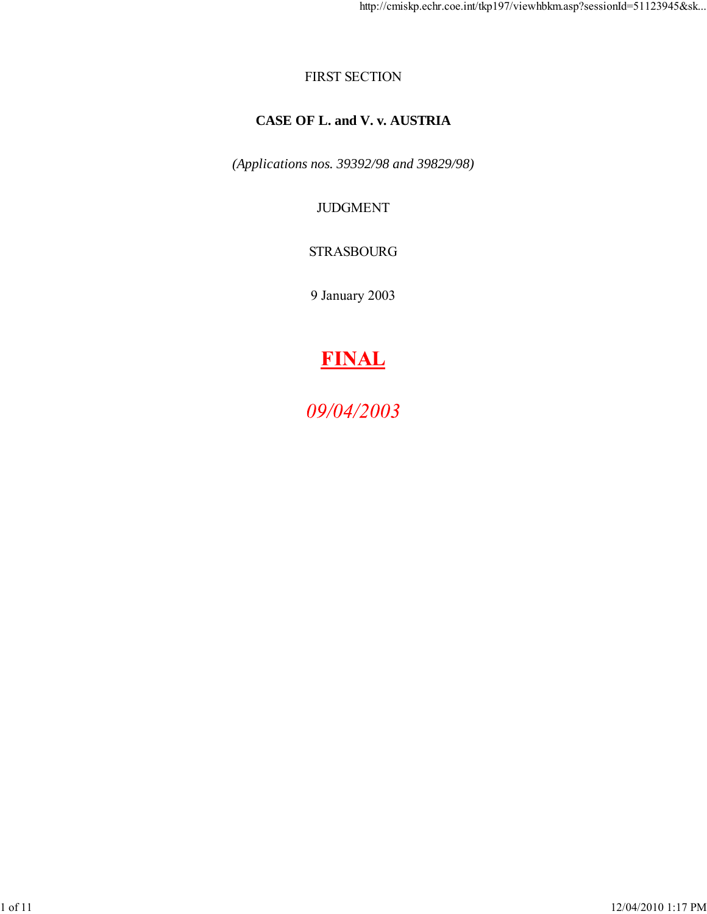FIRST SECTION

# CASE OF L. and V. v. AUSTRIA

*(Applications nos. 39392/98 and 39829/98)*

JUDGMENT

STRASBOURG

9 January 2003

**FINAL**

*09/04/2003*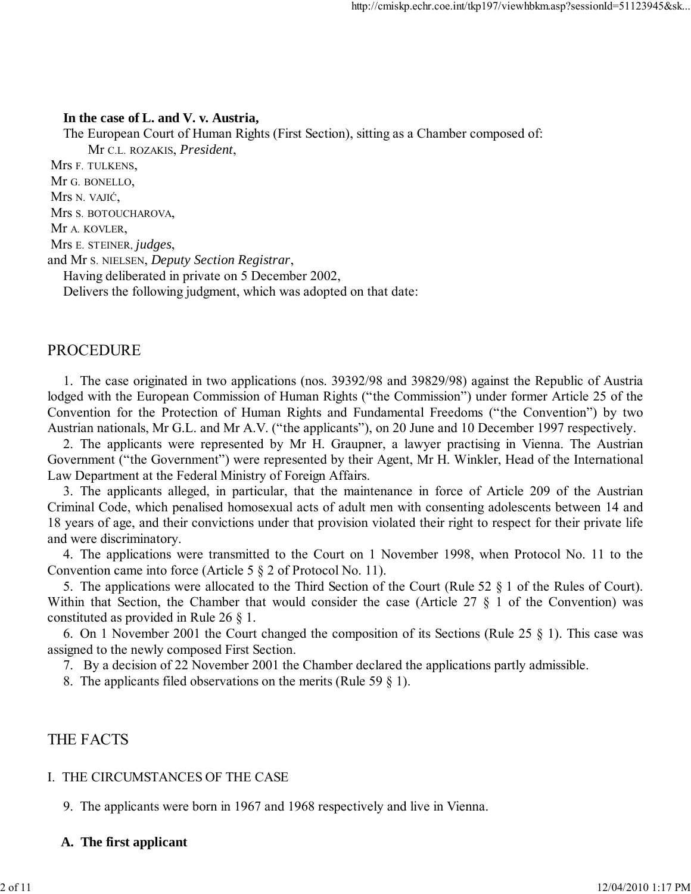**In the case of L. and V. v. Austria,**

The European Court of Human Rights (First Section), sitting as a Chamber composed of:

Mr C.L. ROZAKIS, *President*,
Mrs F. TULKENS,
Mr G. BONELLO,
Mrs N. VAJIĆ,
Mrs S. BOTOUCHAROVA,
Mr A. KOVLER,
Mrs E. STEINER, *judges*,
and Mr S. NIELSEN, *Deputy Section Registrar*,

Having deliberated in private on 5 December 2002,

Delivers the following judgment, which was adopted on that date:

# PROCEDURE

1. The case originated in two applications (nos. 39392/98 and 39829/98) against the Republic of Austria lodged with the European Commission of Human Rights ("the Commission") under former Article 25 of the Convention for the Protection of Human Rights and Fundamental Freedoms ("the Convention") by two Austrian nationals, Mr G.L. and Mr A.V. ("the applicants"), on 20 June and 10 December 1997 respectively.

2. The applicants were represented by Mr H. Graupner, a lawyer practising in Vienna. The Austrian Government ("the Government") were represented by their Agent, Mr H. Winkler, Head of the International Law Department at the Federal Ministry of Foreign Affairs.

3. The applicants alleged, in particular, that the maintenance in force of Article 209 of the Austrian Criminal Code, which penalised homosexual acts of adult men with consenting adolescents between 14 and 18 years of age, and their convictions under that provision violated their right to respect for their private life and were discriminatory.

4. The applications were transmitted to the Court on 1 November 1998, when Protocol No. 11 to the Convention came into force (Article 5 § 2 of Protocol No. 11).

5. The applications were allocated to the Third Section of the Court (Rule 52 § 1 of the Rules of Court). Within that Section, the Chamber that would consider the case (Article 27 § 1 of the Convention) was constituted as provided in Rule 26 § 1.

6. On 1 November 2001 the Court changed the composition of its Sections (Rule 25 § 1). This case was assigned to the newly composed First Section.

7. By a decision of 22 November 2001 the Chamber declared the applications partly admissible.

8. The applicants filed observations on the merits (Rule 59 § 1).

# THE FACTS

## I. THE CIRCUMSTANCES OF THE CASE

9. The applicants were born in 1967 and 1968 respectively and live in Vienna.

### A. The first applicant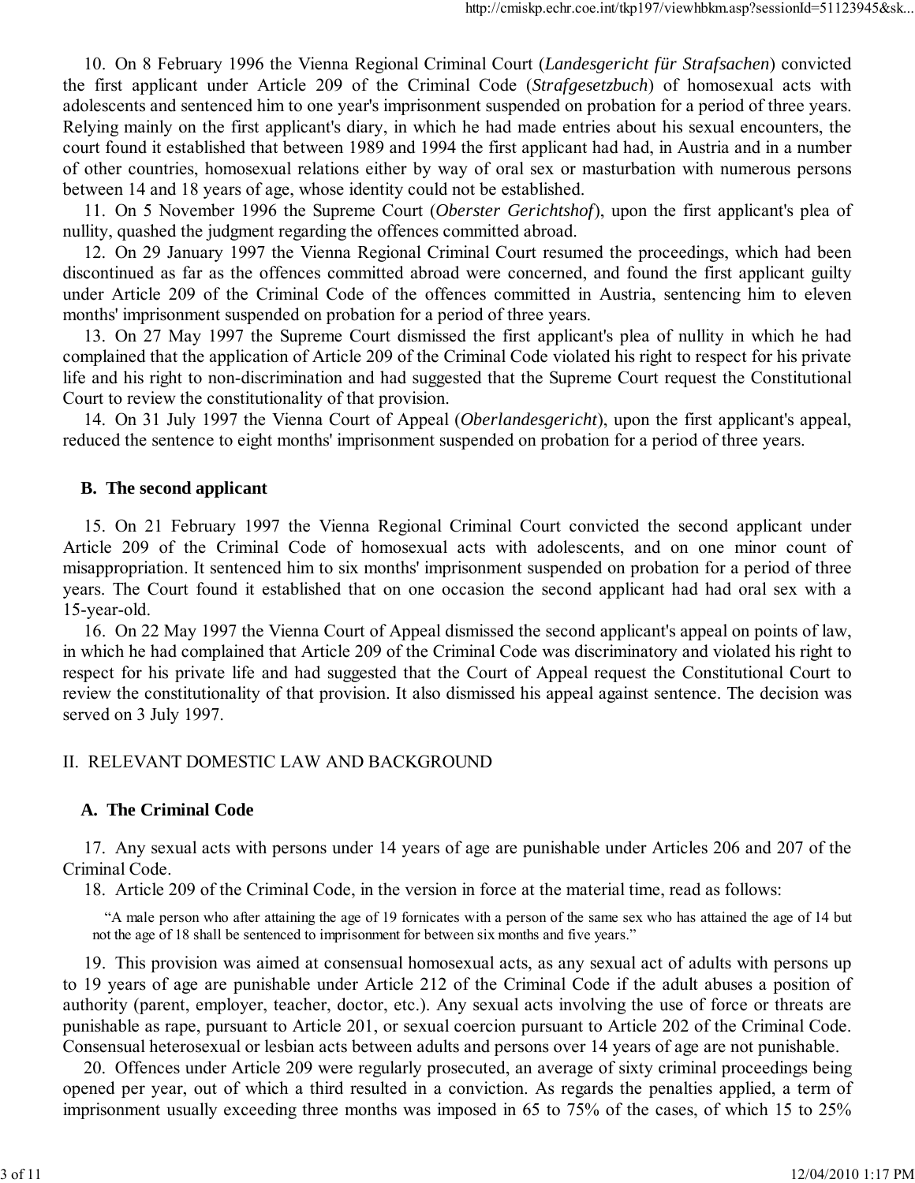10. On 8 February 1996 the Vienna Regional Criminal Court (*Landesgericht für Strafsachen*) convicted the first applicant under Article 209 of the Criminal Code (*Strafgesetzbuch*) of homosexual acts with adolescents and sentenced him to one year's imprisonment suspended on probation for a period of three years. Relying mainly on the first applicant's diary, in which he had made entries about his sexual encounters, the court found it established that between 1989 and 1994 the first applicant had had, in Austria and in a number of other countries, homosexual relations either by way of oral sex or masturbation with numerous persons between 14 and 18 years of age, whose identity could not be established.

11. On 5 November 1996 the Supreme Court (*Oberster Gerichtshof*), upon the first applicant's plea of nullity, quashed the judgment regarding the offences committed abroad.

12. On 29 January 1997 the Vienna Regional Criminal Court resumed the proceedings, which had been discontinued as far as the offences committed abroad were concerned, and found the first applicant guilty under Article 209 of the Criminal Code of the offences committed in Austria, sentencing him to eleven months' imprisonment suspended on probation for a period of three years.

13. On 27 May 1997 the Supreme Court dismissed the first applicant's plea of nullity in which he had complained that the application of Article 209 of the Criminal Code violated his right to respect for his private life and his right to non-discrimination and had suggested that the Supreme Court request the Constitutional Court to review the constitutionality of that provision.

14. On 31 July 1997 the Vienna Court of Appeal (*Oberlandesgericht*), upon the first applicant's appeal, reduced the sentence to eight months' imprisonment suspended on probation for a period of three years.

### B. The second applicant

15. On 21 February 1997 the Vienna Regional Criminal Court convicted the second applicant under Article 209 of the Criminal Code of homosexual acts with adolescents, and on one minor count of misappropriation. It sentenced him to six months' imprisonment suspended on probation for a period of three years. The Court found it established that on one occasion the second applicant had had oral sex with a 15-year-old.

16. On 22 May 1997 the Vienna Court of Appeal dismissed the second applicant's appeal on points of law, in which he had complained that Article 209 of the Criminal Code was discriminatory and violated his right to respect for his private life and had suggested that the Court of Appeal request the Constitutional Court to review the constitutionality of that provision. It also dismissed his appeal against sentence. The decision was served on 3 July 1997.

## II. RELEVANT DOMESTIC LAW AND BACKGROUND

### A. The Criminal Code

17. Any sexual acts with persons under 14 years of age are punishable under Articles 206 and 207 of the Criminal Code.

18. Article 209 of the Criminal Code, in the version in force at the material time, read as follows:

> "A male person who after attaining the age of 19 fornicates with a person of the same sex who has attained the age of 14 but not the age of 18 shall be sentenced to imprisonment for between six months and five years."

19. This provision was aimed at consensual homosexual acts, as any sexual act of adults with persons up to 19 years of age are punishable under Article 212 of the Criminal Code if the adult abuses a position of authority (parent, employer, teacher, doctor, etc.). Any sexual acts involving the use of force or threats are punishable as rape, pursuant to Article 201, or sexual coercion pursuant to Article 202 of the Criminal Code. Consensual heterosexual or lesbian acts between adults and persons over 14 years of age are not punishable.

20. Offences under Article 209 were regularly prosecuted, an average of sixty criminal proceedings being opened per year, out of which a third resulted in a conviction. As regards the penalties applied, a term of imprisonment usually exceeding three months was imposed in 65 to 75% of the cases, of which 15 to 25%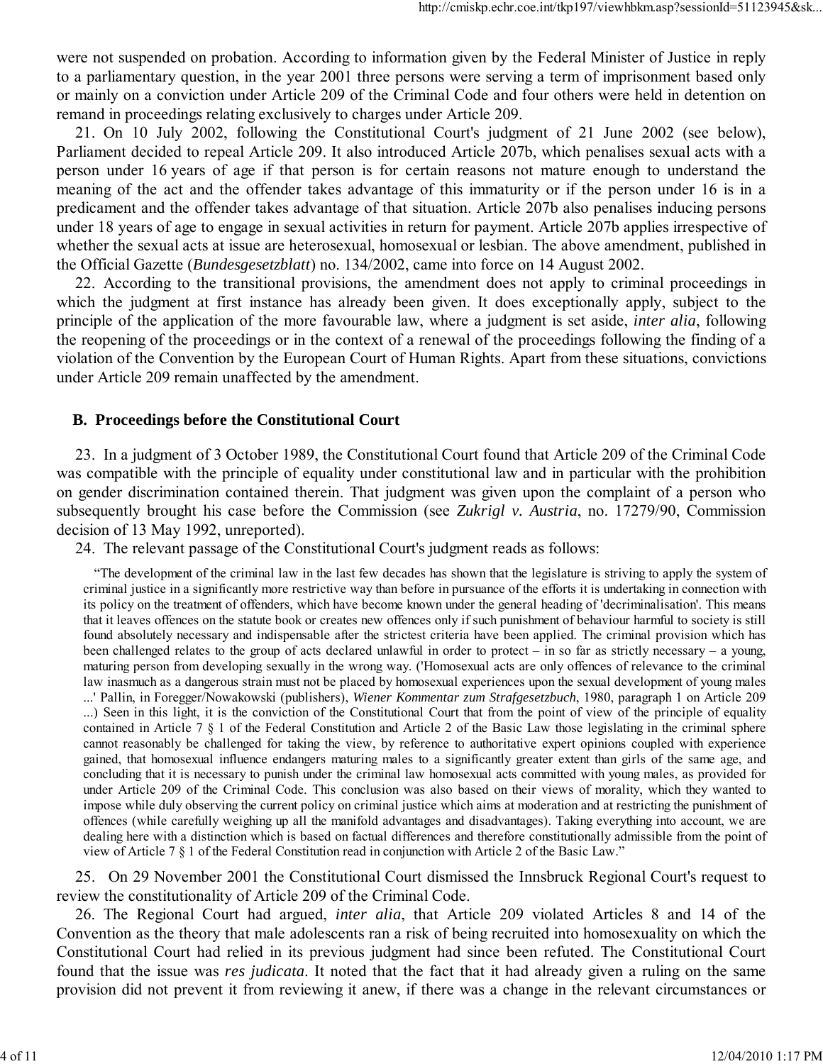were not suspended on probation. According to information given by the Federal Minister of Justice in reply to a parliamentary question, in the year 2001 three persons were serving a term of imprisonment based only or mainly on a conviction under Article 209 of the Criminal Code and four others were held in detention on remand in proceedings relating exclusively to charges under Article 209.

21. On 10 July 2002, following the Constitutional Court's judgment of 21 June 2002 (see below), Parliament decided to repeal Article 209. It also introduced Article 207b, which penalises sexual acts with a person under 16 years of age if that person is for certain reasons not mature enough to understand the meaning of the act and the offender takes advantage of this immaturity or if the person under 16 is in a predicament and the offender takes advantage of that situation. Article 207b also penalises inducing persons under 18 years of age to engage in sexual activities in return for payment. Article 207b applies irrespective of whether the sexual acts at issue are heterosexual, homosexual or lesbian. The above amendment, published in the Official Gazette (*Bundesgesetzblatt*) no. 134/2002, came into force on 14 August 2002.

22. According to the transitional provisions, the amendment does not apply to criminal proceedings in which the judgment at first instance has already been given. It does exceptionally apply, subject to the principle of the application of the more favourable law, where a judgment is set aside, *inter alia*, following the reopening of the proceedings or in the context of a renewal of the proceedings following the finding of a violation of the Convention by the European Court of Human Rights. Apart from these situations, convictions under Article 209 remain unaffected by the amendment.

## B. Proceedings before the Constitutional Court

23. In a judgment of 3 October 1989, the Constitutional Court found that Article 209 of the Criminal Code was compatible with the principle of equality under constitutional law and in particular with the prohibition on gender discrimination contained therein. That judgment was given upon the complaint of a person who subsequently brought his case before the Commission (see *Zukrigl v. Austria*, no. 17279/90, Commission decision of 13 May 1992, unreported).

24. The relevant passage of the Constitutional Court's judgment reads as follows:

> "The development of the criminal law in the last few decades has shown that the legislature is striving to apply the system of criminal justice in a significantly more restrictive way than before in pursuance of the efforts it is undertaking in connection with its policy on the treatment of offenders, which have become known under the general heading of 'decriminalisation'. This means that it leaves offences on the statute book or creates new offences only if such punishment of behaviour harmful to society is still found absolutely necessary and indispensable after the strictest criteria have been applied. The criminal provision which has been challenged relates to the group of acts declared unlawful in order to protect – in so far as strictly necessary – a young, maturing person from developing sexually in the wrong way. ('Homosexual acts are only offences of relevance to the criminal law inasmuch as a dangerous strain must not be placed by homosexual experiences upon the sexual development of young males ...' Pallin, in Foregger/Nowakowski (publishers), *Wiener Kommentar zum Strafgesetzbuch*, 1980, paragraph 1 on Article 209 ...) Seen in this light, it is the conviction of the Constitutional Court that from the point of view of the principle of equality contained in Article 7 § 1 of the Federal Constitution and Article 2 of the Basic Law those legislating in the criminal sphere cannot reasonably be challenged for taking the view, by reference to authoritative expert opinions coupled with experience gained, that homosexual influence endangers maturing males to a significantly greater extent than girls of the same age, and concluding that it is necessary to punish under the criminal law homosexual acts committed with young males, as provided for under Article 209 of the Criminal Code. This conclusion was also based on their views of morality, which they wanted to impose while duly observing the current policy on criminal justice which aims at moderation and at restricting the punishment of offences (while carefully weighing up all the manifold advantages and disadvantages). Taking everything into account, we are dealing here with a distinction which is based on factual differences and therefore constitutionally admissible from the point of view of Article 7 § 1 of the Federal Constitution read in conjunction with Article 2 of the Basic Law."

25. On 29 November 2001 the Constitutional Court dismissed the Innsbruck Regional Court's request to review the constitutionality of Article 209 of the Criminal Code.

26. The Regional Court had argued, *inter alia*, that Article 209 violated Articles 8 and 14 of the Convention as the theory that male adolescents ran a risk of being recruited into homosexuality on which the Constitutional Court had relied in its previous judgment had since been refuted. The Constitutional Court found that the issue was *res judicata*. It noted that the fact that it had already given a ruling on the same provision did not prevent it from reviewing it anew, if there was a change in the relevant circumstances or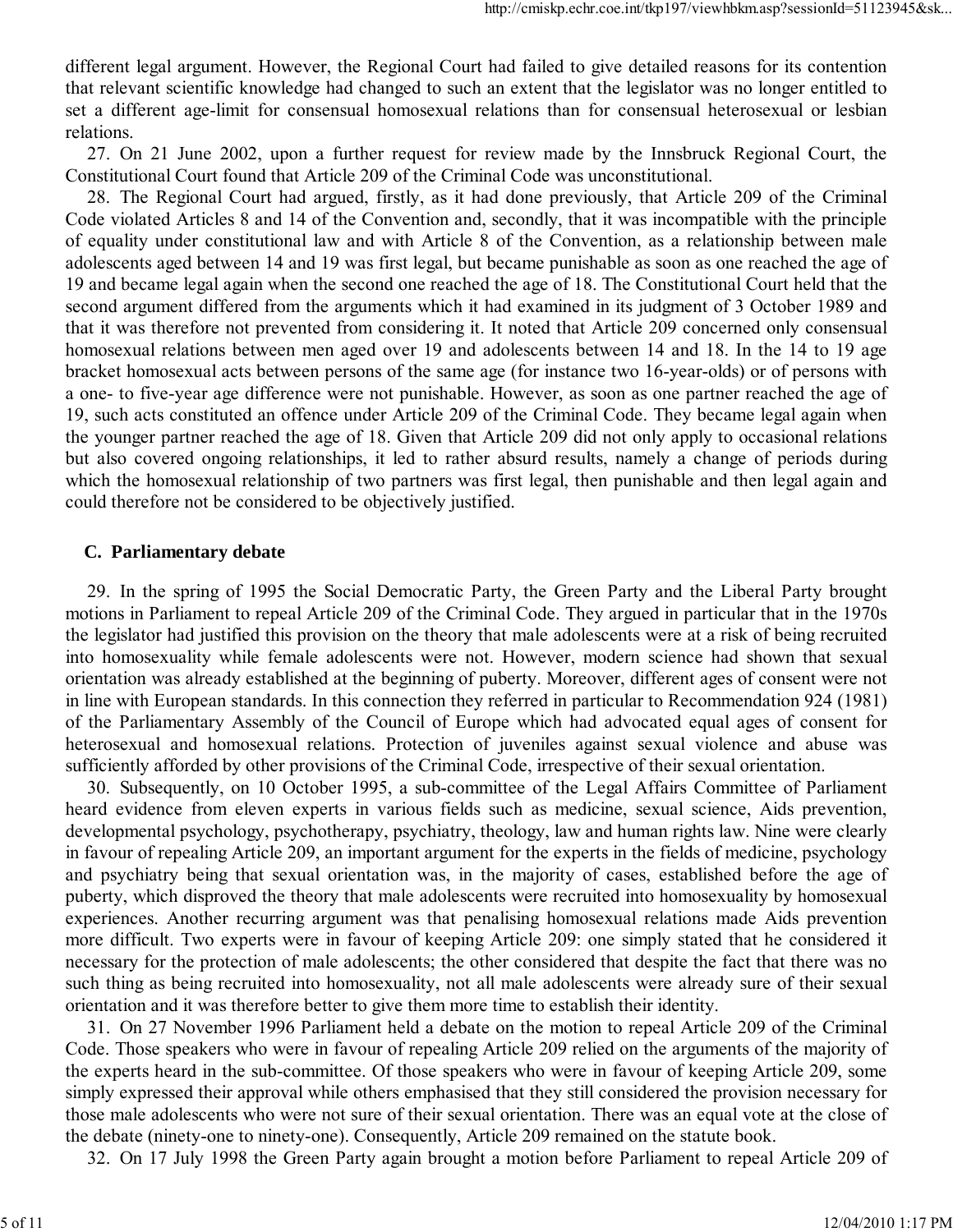different legal argument. However, the Regional Court had failed to give detailed reasons for its contention that relevant scientific knowledge had changed to such an extent that the legislator was no longer entitled to set a different age-limit for consensual homosexual relations than for consensual heterosexual or lesbian relations.

27. On 21 June 2002, upon a further request for review made by the Innsbruck Regional Court, the Constitutional Court found that Article 209 of the Criminal Code was unconstitutional.

28. The Regional Court had argued, firstly, as it had done previously, that Article 209 of the Criminal Code violated Articles 8 and 14 of the Convention and, secondly, that it was incompatible with the principle of equality under constitutional law and with Article 8 of the Convention, as a relationship between male adolescents aged between 14 and 19 was first legal, but became punishable as soon as one reached the age of 19 and became legal again when the second one reached the age of 18. The Constitutional Court held that the second argument differed from the arguments which it had examined in its judgment of 3 October 1989 and that it was therefore not prevented from considering it. It noted that Article 209 concerned only consensual homosexual relations between men aged over 19 and adolescents between 14 and 18. In the 14 to 19 age bracket homosexual acts between persons of the same age (for instance two 16-year-olds) or of persons with a one- to five-year age difference were not punishable. However, as soon as one partner reached the age of 19, such acts constituted an offence under Article 209 of the Criminal Code. They became legal again when the younger partner reached the age of 18. Given that Article 209 did not only apply to occasional relations but also covered ongoing relationships, it led to rather absurd results, namely a change of periods during which the homosexual relationship of two partners was first legal, then punishable and then legal again and could therefore not be considered to be objectively justified.

## C. Parliamentary debate

29. In the spring of 1995 the Social Democratic Party, the Green Party and the Liberal Party brought motions in Parliament to repeal Article 209 of the Criminal Code. They argued in particular that in the 1970s the legislator had justified this provision on the theory that male adolescents were at a risk of being recruited into homosexuality while female adolescents were not. However, modern science had shown that sexual orientation was already established at the beginning of puberty. Moreover, different ages of consent were not in line with European standards. In this connection they referred in particular to Recommendation 924 (1981) of the Parliamentary Assembly of the Council of Europe which had advocated equal ages of consent for heterosexual and homosexual relations. Protection of juveniles against sexual violence and abuse was sufficiently afforded by other provisions of the Criminal Code, irrespective of their sexual orientation.

30. Subsequently, on 10 October 1995, a sub-committee of the Legal Affairs Committee of Parliament heard evidence from eleven experts in various fields such as medicine, sexual science, Aids prevention, developmental psychology, psychotherapy, psychiatry, theology, law and human rights law. Nine were clearly in favour of repealing Article 209, an important argument for the experts in the fields of medicine, psychology and psychiatry being that sexual orientation was, in the majority of cases, established before the age of puberty, which disproved the theory that male adolescents were recruited into homosexuality by homosexual experiences. Another recurring argument was that penalising homosexual relations made Aids prevention more difficult. Two experts were in favour of keeping Article 209: one simply stated that he considered it necessary for the protection of male adolescents; the other considered that despite the fact that there was no such thing as being recruited into homosexuality, not all male adolescents were already sure of their sexual orientation and it was therefore better to give them more time to establish their identity.

31. On 27 November 1996 Parliament held a debate on the motion to repeal Article 209 of the Criminal Code. Those speakers who were in favour of repealing Article 209 relied on the arguments of the majority of the experts heard in the sub-committee. Of those speakers who were in favour of keeping Article 209, some simply expressed their approval while others emphasised that they still considered the provision necessary for those male adolescents who were not sure of their sexual orientation. There was an equal vote at the close of the debate (ninety-one to ninety-one). Consequently, Article 209 remained on the statute book.

32. On 17 July 1998 the Green Party again brought a motion before Parliament to repeal Article 209 of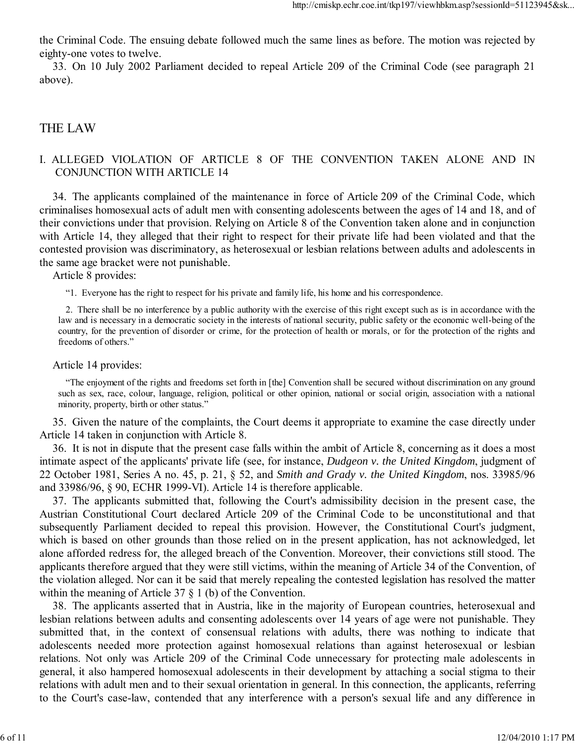the Criminal Code. The ensuing debate followed much the same lines as before. The motion was rejected by eighty-one votes to twelve.

33. On 10 July 2002 Parliament decided to repeal Article 209 of the Criminal Code (see paragraph 21 above).

## THE LAW

### I. ALLEGED VIOLATION OF ARTICLE 8 OF THE CONVENTION TAKEN ALONE AND IN CONJUNCTION WITH ARTICLE 14

34. The applicants complained of the maintenance in force of Article 209 of the Criminal Code, which criminalises homosexual acts of adult men with consenting adolescents between the ages of 14 and 18, and of their convictions under that provision. Relying on Article 8 of the Convention taken alone and in conjunction with Article 14, they alleged that their right to respect for their private life had been violated and that the contested provision was discriminatory, as heterosexual or lesbian relations between adults and adolescents in the same age bracket were not punishable.

Article 8 provides:

> "1. Everyone has the right to respect for his private and family life, his home and his correspondence.
>
> 2. There shall be no interference by a public authority with the exercise of this right except such as is in accordance with the law and is necessary in a democratic society in the interests of national security, public safety or the economic well-being of the country, for the prevention of disorder or crime, for the protection of health or morals, or for the protection of the rights and freedoms of others."

Article 14 provides:

> "The enjoyment of the rights and freedoms set forth in [the] Convention shall be secured without discrimination on any ground such as sex, race, colour, language, religion, political or other opinion, national or social origin, association with a national minority, property, birth or other status."

35. Given the nature of the complaints, the Court deems it appropriate to examine the case directly under Article 14 taken in conjunction with Article 8.

36. It is not in dispute that the present case falls within the ambit of Article 8, concerning as it does a most intimate aspect of the applicants' private life (see, for instance, *Dudgeon v. the United Kingdom*, judgment of 22 October 1981, Series A no. 45, p. 21, § 52, and *Smith and Grady v. the United Kingdom*, nos. 33985/96 and 33986/96, § 90, ECHR 1999-VI). Article 14 is therefore applicable.

37. The applicants submitted that, following the Court's admissibility decision in the present case, the Austrian Constitutional Court declared Article 209 of the Criminal Code to be unconstitutional and that subsequently Parliament decided to repeal this provision. However, the Constitutional Court's judgment, which is based on other grounds than those relied on in the present application, has not acknowledged, let alone afforded redress for, the alleged breach of the Convention. Moreover, their convictions still stood. The applicants therefore argued that they were still victims, within the meaning of Article 34 of the Convention, of the violation alleged. Nor can it be said that merely repealing the contested legislation has resolved the matter within the meaning of Article 37 § 1 (b) of the Convention.

38. The applicants asserted that in Austria, like in the majority of European countries, heterosexual and lesbian relations between adults and consenting adolescents over 14 years of age were not punishable. They submitted that, in the context of consensual relations with adults, there was nothing to indicate that adolescents needed more protection against homosexual relations than against heterosexual or lesbian relations. Not only was Article 209 of the Criminal Code unnecessary for protecting male adolescents in general, it also hampered homosexual adolescents in their development by attaching a social stigma to their relations with adult men and to their sexual orientation in general. In this connection, the applicants, referring to the Court's case-law, contended that any interference with a person's sexual life and any difference in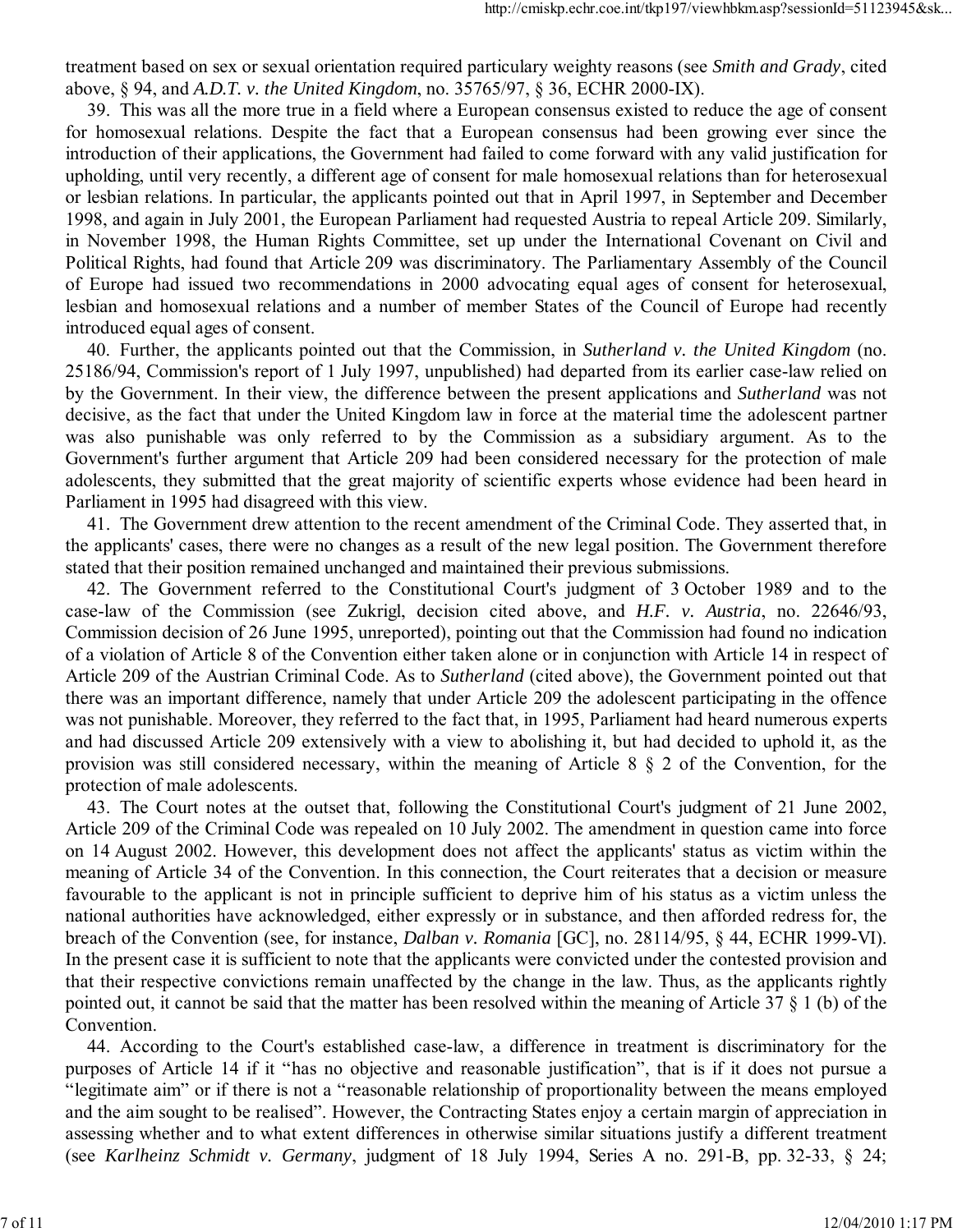treatment based on sex or sexual orientation required particulary weighty reasons (see *Smith and Grady*, cited above, § 94, and *A.D.T. v. the United Kingdom*, no. 35765/97, § 36, ECHR 2000-IX).

39. This was all the more true in a field where a European consensus existed to reduce the age of consent for homosexual relations. Despite the fact that a European consensus had been growing ever since the introduction of their applications, the Government had failed to come forward with any valid justification for upholding, until very recently, a different age of consent for male homosexual relations than for heterosexual or lesbian relations. In particular, the applicants pointed out that in April 1997, in September and December 1998, and again in July 2001, the European Parliament had requested Austria to repeal Article 209. Similarly, in November 1998, the Human Rights Committee, set up under the International Covenant on Civil and Political Rights, had found that Article 209 was discriminatory. The Parliamentary Assembly of the Council of Europe had issued two recommendations in 2000 advocating equal ages of consent for heterosexual, lesbian and homosexual relations and a number of member States of the Council of Europe had recently introduced equal ages of consent.

40. Further, the applicants pointed out that the Commission, in *Sutherland v. the United Kingdom* (no. 25186/94, Commission's report of 1 July 1997, unpublished) had departed from its earlier case-law relied on by the Government. In their view, the difference between the present applications and *Sutherland* was not decisive, as the fact that under the United Kingdom law in force at the material time the adolescent partner was also punishable was only referred to by the Commission as a subsidiary argument. As to the Government's further argument that Article 209 had been considered necessary for the protection of male adolescents, they submitted that the great majority of scientific experts whose evidence had been heard in Parliament in 1995 had disagreed with this view.

41. The Government drew attention to the recent amendment of the Criminal Code. They asserted that, in the applicants' cases, there were no changes as a result of the new legal position. The Government therefore stated that their position remained unchanged and maintained their previous submissions.

42. The Government referred to the Constitutional Court's judgment of 3 October 1989 and to the case-law of the Commission (see Zukrigl, decision cited above, and *H.F. v. Austria*, no. 22646/93, Commission decision of 26 June 1995, unreported), pointing out that the Commission had found no indication of a violation of Article 8 of the Convention either taken alone or in conjunction with Article 14 in respect of Article 209 of the Austrian Criminal Code. As to *Sutherland* (cited above), the Government pointed out that there was an important difference, namely that under Article 209 the adolescent participating in the offence was not punishable. Moreover, they referred to the fact that, in 1995, Parliament had heard numerous experts and had discussed Article 209 extensively with a view to abolishing it, but had decided to uphold it, as the provision was still considered necessary, within the meaning of Article 8 § 2 of the Convention, for the protection of male adolescents.

43. The Court notes at the outset that, following the Constitutional Court's judgment of 21 June 2002, Article 209 of the Criminal Code was repealed on 10 July 2002. The amendment in question came into force on 14 August 2002. However, this development does not affect the applicants' status as victim within the meaning of Article 34 of the Convention. In this connection, the Court reiterates that a decision or measure favourable to the applicant is not in principle sufficient to deprive him of his status as a victim unless the national authorities have acknowledged, either expressly or in substance, and then afforded redress for, the breach of the Convention (see, for instance, *Dalban v. Romania* [GC], no. 28114/95, § 44, ECHR 1999-VI). In the present case it is sufficient to note that the applicants were convicted under the contested provision and that their respective convictions remain unaffected by the change in the law. Thus, as the applicants rightly pointed out, it cannot be said that the matter has been resolved within the meaning of Article 37 § 1 (b) of the Convention.

44. According to the Court's established case-law, a difference in treatment is discriminatory for the purposes of Article 14 if it "has no objective and reasonable justification", that is if it does not pursue a "legitimate aim" or if there is not a "reasonable relationship of proportionality between the means employed and the aim sought to be realised". However, the Contracting States enjoy a certain margin of appreciation in assessing whether and to what extent differences in otherwise similar situations justify a different treatment (see *Karlheinz Schmidt v. Germany*, judgment of 18 July 1994, Series A no. 291-B, pp. 32-33, § 24;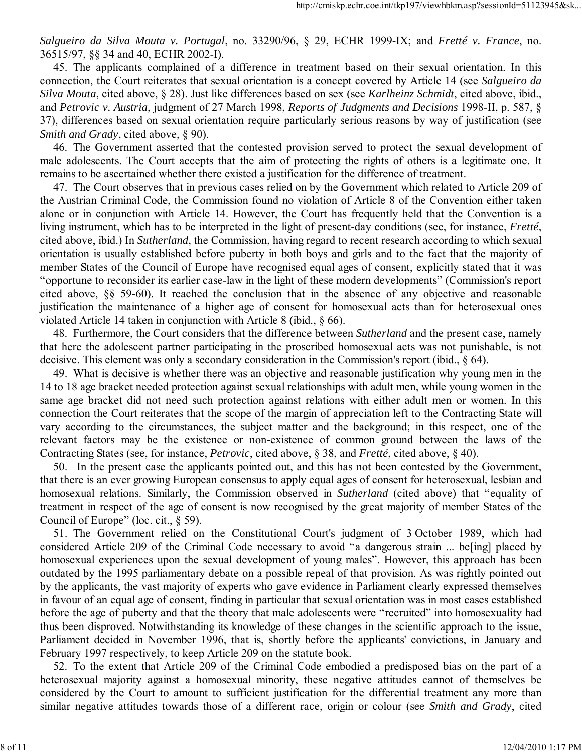*Salgueiro da Silva Mouta v. Portugal*, no. 33290/96, § 29, ECHR 1999-IX; and *Fretté v. France*, no. 36515/97, §§ 34 and 40, ECHR 2002-I).

45. The applicants complained of a difference in treatment based on their sexual orientation. In this connection, the Court reiterates that sexual orientation is a concept covered by Article 14 (see *Salgueiro da Silva Mouta*, cited above, § 28). Just like differences based on sex (see *Karlheinz Schmidt*, cited above, ibid., and *Petrovic v. Austria*, judgment of 27 March 1998, *Reports of Judgments and Decisions* 1998-II, p. 587, § 37), differences based on sexual orientation require particularly serious reasons by way of justification (see *Smith and Grady*, cited above, § 90).

46. The Government asserted that the contested provision served to protect the sexual development of male adolescents. The Court accepts that the aim of protecting the rights of others is a legitimate one. It remains to be ascertained whether there existed a justification for the difference of treatment.

47. The Court observes that in previous cases relied on by the Government which related to Article 209 of the Austrian Criminal Code, the Commission found no violation of Article 8 of the Convention either taken alone or in conjunction with Article 14. However, the Court has frequently held that the Convention is a living instrument, which has to be interpreted in the light of present-day conditions (see, for instance, *Fretté*, cited above, ibid.) In *Sutherland*, the Commission, having regard to recent research according to which sexual orientation is usually established before puberty in both boys and girls and to the fact that the majority of member States of the Council of Europe have recognised equal ages of consent, explicitly stated that it was "opportune to reconsider its earlier case-law in the light of these modern developments" (Commission's report cited above, §§ 59-60). It reached the conclusion that in the absence of any objective and reasonable justification the maintenance of a higher age of consent for homosexual acts than for heterosexual ones violated Article 14 taken in conjunction with Article 8 (ibid., § 66).

48. Furthermore, the Court considers that the difference between *Sutherland* and the present case, namely that here the adolescent partner participating in the proscribed homosexual acts was not punishable, is not decisive. This element was only a secondary consideration in the Commission's report (ibid., § 64).

49. What is decisive is whether there was an objective and reasonable justification why young men in the 14 to 18 age bracket needed protection against sexual relationships with adult men, while young women in the same age bracket did not need such protection against relations with either adult men or women. In this connection the Court reiterates that the scope of the margin of appreciation left to the Contracting State will vary according to the circumstances, the subject matter and the background; in this respect, one of the relevant factors may be the existence or non-existence of common ground between the laws of the Contracting States (see, for instance, *Petrovic*, cited above, § 38, and *Fretté*, cited above, § 40).

50. In the present case the applicants pointed out, and this has not been contested by the Government, that there is an ever growing European consensus to apply equal ages of consent for heterosexual, lesbian and homosexual relations. Similarly, the Commission observed in *Sutherland* (cited above) that "equality of treatment in respect of the age of consent is now recognised by the great majority of member States of the Council of Europe" (loc. cit., § 59).

51. The Government relied on the Constitutional Court's judgment of 3 October 1989, which had considered Article 209 of the Criminal Code necessary to avoid "a dangerous strain ... be[ing] placed by homosexual experiences upon the sexual development of young males". However, this approach has been outdated by the 1995 parliamentary debate on a possible repeal of that provision. As was rightly pointed out by the applicants, the vast majority of experts who gave evidence in Parliament clearly expressed themselves in favour of an equal age of consent, finding in particular that sexual orientation was in most cases established before the age of puberty and that the theory that male adolescents were "recruited" into homosexuality had thus been disproved. Notwithstanding its knowledge of these changes in the scientific approach to the issue, Parliament decided in November 1996, that is, shortly before the applicants' convictions, in January and February 1997 respectively, to keep Article 209 on the statute book.

52. To the extent that Article 209 of the Criminal Code embodied a predisposed bias on the part of a heterosexual majority against a homosexual minority, these negative attitudes cannot of themselves be considered by the Court to amount to sufficient justification for the differential treatment any more than similar negative attitudes towards those of a different race, origin or colour (see *Smith and Grady*, cited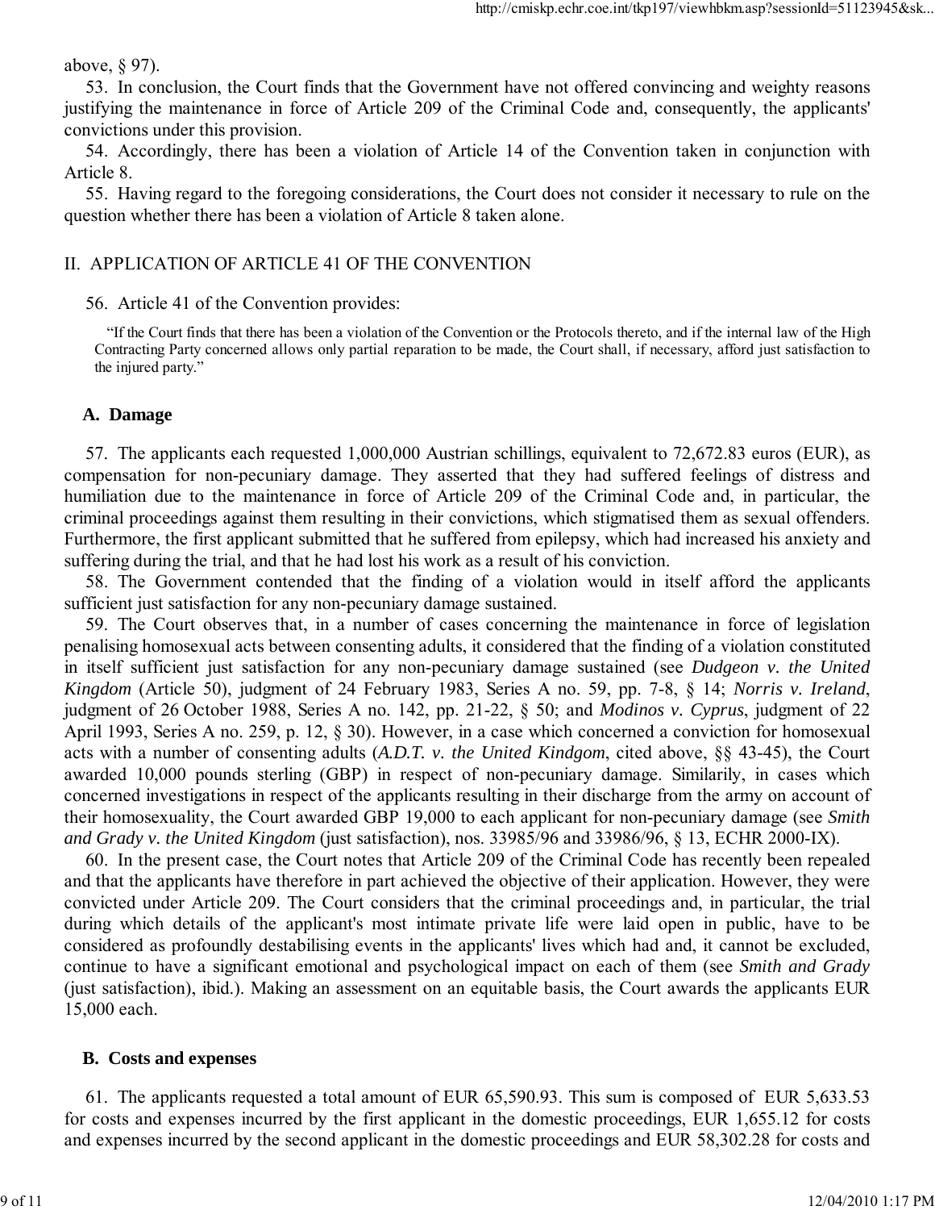above, § 97).

53. In conclusion, the Court finds that the Government have not offered convincing and weighty reasons justifying the maintenance in force of Article 209 of the Criminal Code and, consequently, the applicants' convictions under this provision.

54. Accordingly, there has been a violation of Article 14 of the Convention taken in conjunction with Article 8.

55. Having regard to the foregoing considerations, the Court does not consider it necessary to rule on the question whether there has been a violation of Article 8 taken alone.

## II. APPLICATION OF ARTICLE 41 OF THE CONVENTION

56. Article 41 of the Convention provides:

> "If the Court finds that there has been a violation of the Convention or the Protocols thereto, and if the internal law of the High Contracting Party concerned allows only partial reparation to be made, the Court shall, if necessary, afford just satisfaction to the injured party."

### A. Damage

57. The applicants each requested 1,000,000 Austrian schillings, equivalent to 72,672.83 euros (EUR), as compensation for non-pecuniary damage. They asserted that they had suffered feelings of distress and humiliation due to the maintenance in force of Article 209 of the Criminal Code and, in particular, the criminal proceedings against them resulting in their convictions, which stigmatised them as sexual offenders. Furthermore, the first applicant submitted that he suffered from epilepsy, which had increased his anxiety and suffering during the trial, and that he had lost his work as a result of his conviction.

58. The Government contended that the finding of a violation would in itself afford the applicants sufficient just satisfaction for any non-pecuniary damage sustained.

59. The Court observes that, in a number of cases concerning the maintenance in force of legislation penalising homosexual acts between consenting adults, it considered that the finding of a violation constituted in itself sufficient just satisfaction for any non-pecuniary damage sustained (see *Dudgeon v. the United Kingdom* (Article 50), judgment of 24 February 1983, Series A no. 59, pp. 7-8, § 14; *Norris v. Ireland*, judgment of 26 October 1988, Series A no. 142, pp. 21-22, § 50; and *Modinos v. Cyprus*, judgment of 22 April 1993, Series A no. 259, p. 12, § 30). However, in a case which concerned a conviction for homosexual acts with a number of consenting adults (*A.D.T. v. the United Kindgom*, cited above, §§ 43-45), the Court awarded 10,000 pounds sterling (GBP) in respect of non-pecuniary damage. Similarly, in cases which concerned investigations in respect of the applicants resulting in their discharge from the army on account of their homosexuality, the Court awarded GBP 19,000 to each applicant for non-pecuniary damage (see *Smith and Grady v. the United Kingdom* (just satisfaction), nos. 33985/96 and 33986/96, § 13, ECHR 2000-IX).

60. In the present case, the Court notes that Article 209 of the Criminal Code has recently been repealed and that the applicants have therefore in part achieved the objective of their application. However, they were convicted under Article 209. The Court considers that the criminal proceedings and, in particular, the trial during which details of the applicant's most intimate private life were laid open in public, have to be considered as profoundly destabilising events in the applicants' lives which had and, it cannot be excluded, continue to have a significant emotional and psychological impact on each of them (see *Smith and Grady* (just satisfaction), ibid.). Making an assessment on an equitable basis, the Court awards the applicants EUR 15,000 each.

### B. Costs and expenses

61. The applicants requested a total amount of EUR 65,590.93. This sum is composed of EUR 5,633.53 for costs and expenses incurred by the first applicant in the domestic proceedings, EUR 1,655.12 for costs and expenses incurred by the second applicant in the domestic proceedings and EUR 58,302.28 for costs and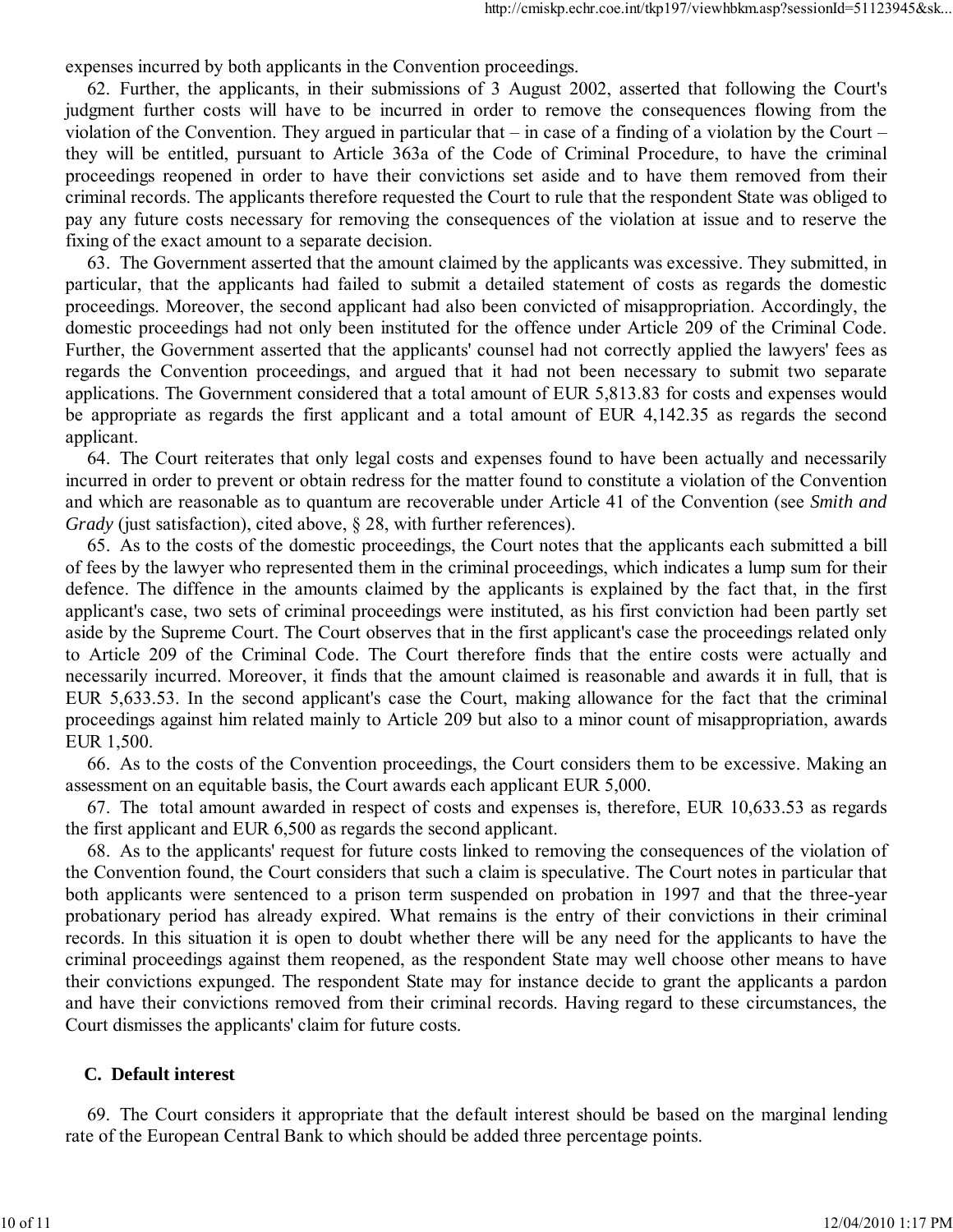expenses incurred by both applicants in the Convention proceedings.

62. Further, the applicants, in their submissions of 3 August 2002, asserted that following the Court's judgment further costs will have to be incurred in order to remove the consequences flowing from the violation of the Convention. They argued in particular that – in case of a finding of a violation by the Court – they will be entitled, pursuant to Article 363a of the Code of Criminal Procedure, to have the criminal proceedings reopened in order to have their convictions set aside and to have them removed from their criminal records. The applicants therefore requested the Court to rule that the respondent State was obliged to pay any future costs necessary for removing the consequences of the violation at issue and to reserve the fixing of the exact amount to a separate decision.

63. The Government asserted that the amount claimed by the applicants was excessive. They submitted, in particular, that the applicants had failed to submit a detailed statement of costs as regards the domestic proceedings. Moreover, the second applicant had also been convicted of misappropriation. Accordingly, the domestic proceedings had not only been instituted for the offence under Article 209 of the Criminal Code. Further, the Government asserted that the applicants' counsel had not correctly applied the lawyers' fees as regards the Convention proceedings, and argued that it had not been necessary to submit two separate applications. The Government considered that a total amount of EUR 5,813.83 for costs and expenses would be appropriate as regards the first applicant and a total amount of EUR 4,142.35 as regards the second applicant.

64. The Court reiterates that only legal costs and expenses found to have been actually and necessarily incurred in order to prevent or obtain redress for the matter found to constitute a violation of the Convention and which are reasonable as to quantum are recoverable under Article 41 of the Convention (see *Smith and Grady* (just satisfaction), cited above, § 28, with further references).

65. As to the costs of the domestic proceedings, the Court notes that the applicants each submitted a bill of fees by the lawyer who represented them in the criminal proceedings, which indicates a lump sum for their defence. The diffence in the amounts claimed by the applicants is explained by the fact that, in the first applicant's case, two sets of criminal proceedings were instituted, as his first conviction had been partly set aside by the Supreme Court. The Court observes that in the first applicant's case the proceedings related only to Article 209 of the Criminal Code. The Court therefore finds that the entire costs were actually and necessarily incurred. Moreover, it finds that the amount claimed is reasonable and awards it in full, that is EUR 5,633.53. In the second applicant's case the Court, making allowance for the fact that the criminal proceedings against him related mainly to Article 209 but also to a minor count of misappropriation, awards EUR 1,500.

66. As to the costs of the Convention proceedings, the Court considers them to be excessive. Making an assessment on an equitable basis, the Court awards each applicant EUR 5,000.

67. The total amount awarded in respect of costs and expenses is, therefore, EUR 10,633.53 as regards the first applicant and EUR 6,500 as regards the second applicant.

68. As to the applicants' request for future costs linked to removing the consequences of the violation of the Convention found, the Court considers that such a claim is speculative. The Court notes in particular that both applicants were sentenced to a prison term suspended on probation in 1997 and that the three-year probationary period has already expired. What remains is the entry of their convictions in their criminal records. In this situation it is open to doubt whether there will be any need for the applicants to have the criminal proceedings against them reopened, as the respondent State may well choose other means to have their convictions expunged. The respondent State may for instance decide to grant the applicants a pardon and have their convictions removed from their criminal records. Having regard to these circumstances, the Court dismisses the applicants' claim for future costs.

### C. Default interest

69. The Court considers it appropriate that the default interest should be based on the marginal lending rate of the European Central Bank to which should be added three percentage points.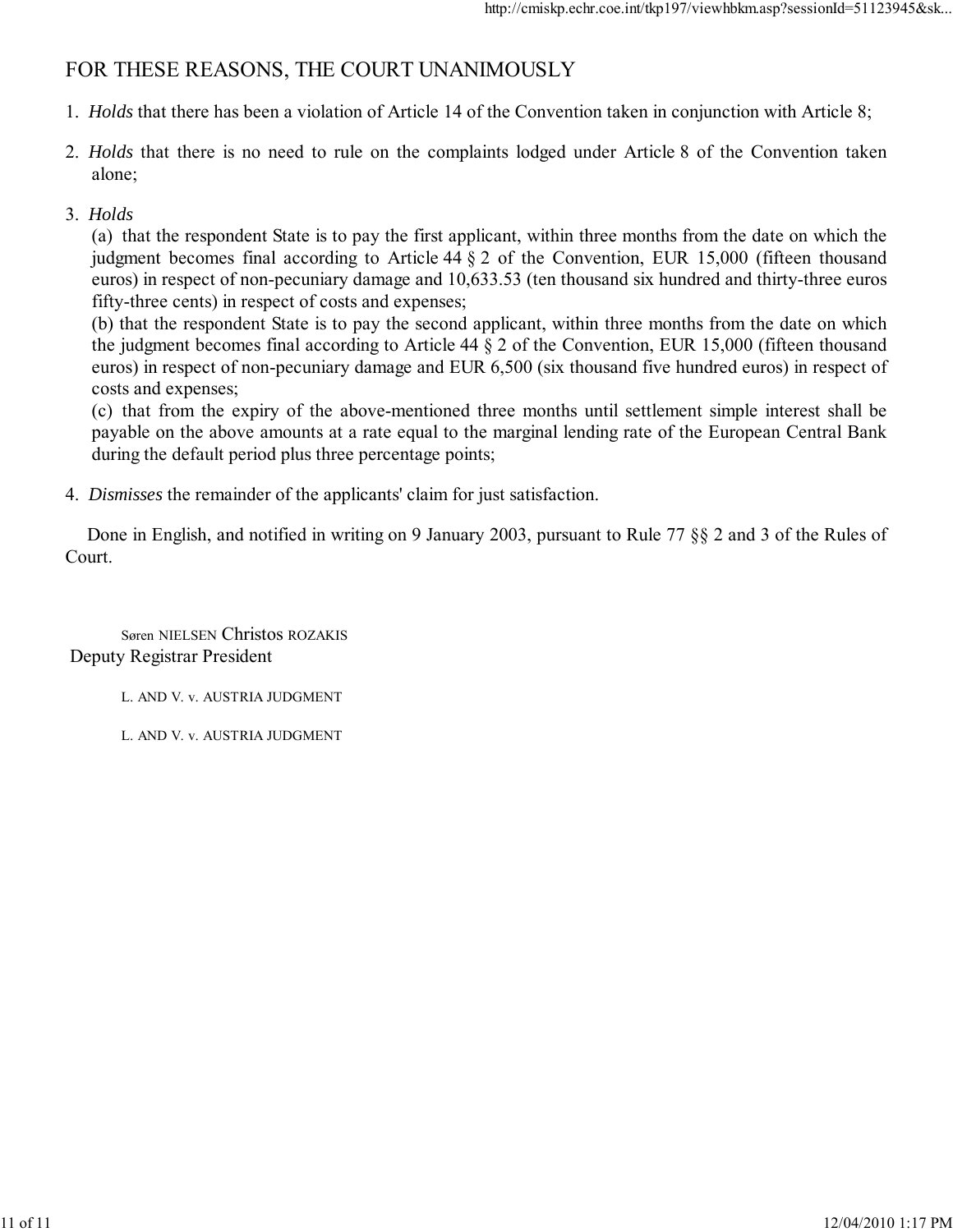# FOR THESE REASONS, THE COURT UNANIMOUSLY

1. *Holds* that there has been a violation of Article 14 of the Convention taken in conjunction with Article 8;

2. *Holds* that there is no need to rule on the complaints lodged under Article 8 of the Convention taken alone;

3. *Holds*

   (a) that the respondent State is to pay the first applicant, within three months from the date on which the judgment becomes final according to Article 44 § 2 of the Convention, EUR 15,000 (fifteen thousand euros) in respect of non-pecuniary damage and 10,633.53 (ten thousand six hundred and thirty-three euros fifty-three cents) in respect of costs and expenses;

   (b) that the respondent State is to pay the second applicant, within three months from the date on which the judgment becomes final according to Article 44 § 2 of the Convention, EUR 15,000 (fifteen thousand euros) in respect of non-pecuniary damage and EUR 6,500 (six thousand five hundred euros) in respect of costs and expenses;

   (c) that from the expiry of the above-mentioned three months until settlement simple interest shall be payable on the above amounts at a rate equal to the marginal lending rate of the European Central Bank during the default period plus three percentage points;

4. *Dismisses* the remainder of the applicants' claim for just satisfaction.

Done in English, and notified in writing on 9 January 2003, pursuant to Rule 77 §§ 2 and 3 of the Rules of Court.

Søren NIELSEN Christos ROZAKIS
Deputy Registrar President